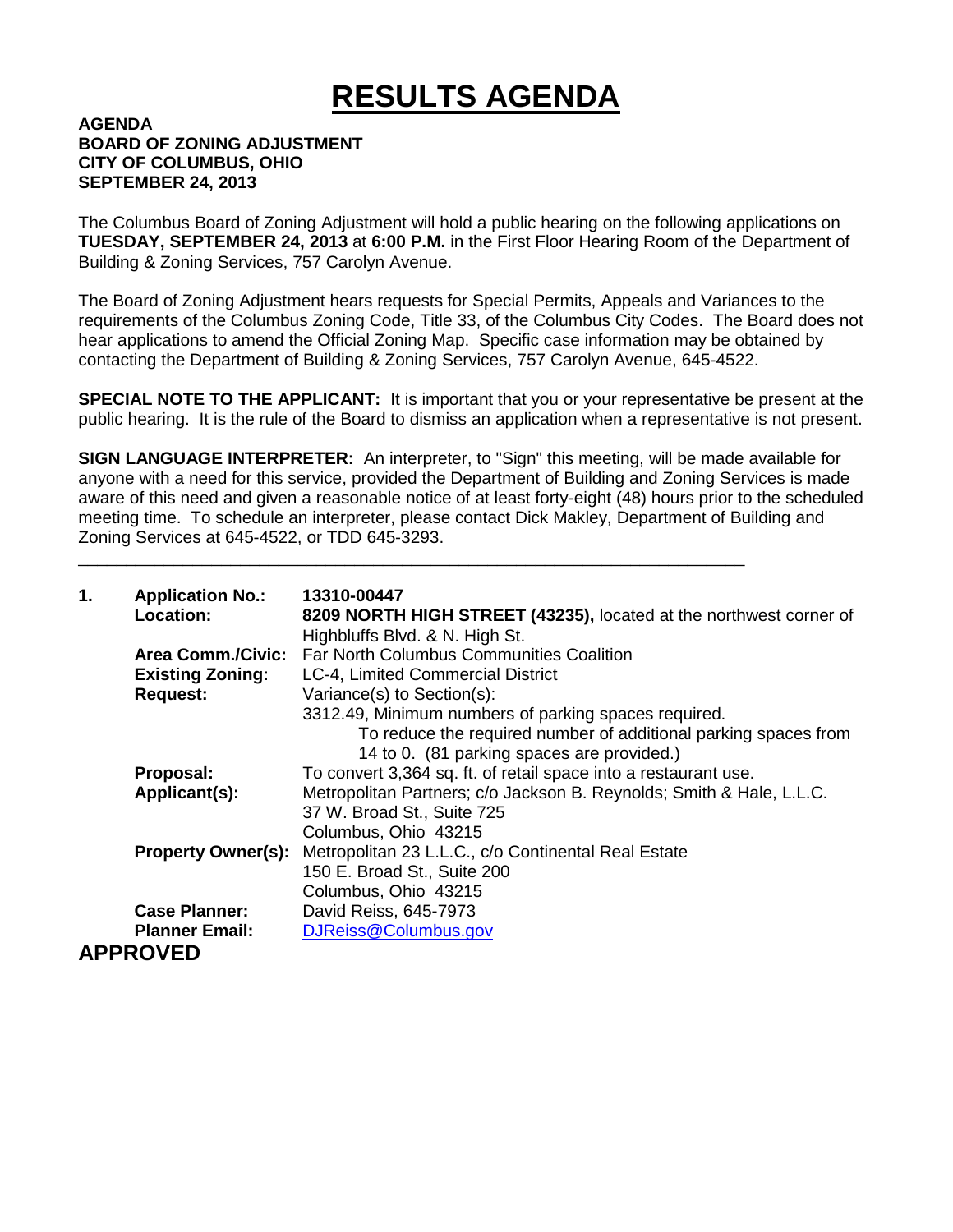# RESULTS AGENDA

**AGENDA**
**BOARD OF ZONING ADJUSTMENT**
**CITY OF COLUMBUS, OHIO**
**SEPTEMBER 24, 2013**

The Columbus Board of Zoning Adjustment will hold a public hearing on the following applications on **TUESDAY, SEPTEMBER 24, 2013** at **6:00 P.M.** in the First Floor Hearing Room of the Department of Building & Zoning Services, 757 Carolyn Avenue.

The Board of Zoning Adjustment hears requests for Special Permits, Appeals and Variances to the requirements of the Columbus Zoning Code, Title 33, of the Columbus City Codes. The Board does not hear applications to amend the Official Zoning Map. Specific case information may be obtained by contacting the Department of Building & Zoning Services, 757 Carolyn Avenue, 645-4522.

**SPECIAL NOTE TO THE APPLICANT:** It is important that you or your representative be present at the public hearing. It is the rule of the Board to dismiss an application when a representative is not present.

**SIGN LANGUAGE INTERPRETER:** An interpreter, to "Sign" this meeting, will be made available for anyone with a need for this service, provided the Department of Building and Zoning Services is made aware of this need and given a reasonable notice of at least forty-eight (48) hours prior to the scheduled meeting time. To schedule an interpreter, please contact Dick Makley, Department of Building and Zoning Services at 645-4522, or TDD 645-3293.

---

**1. Application No.:** **13310-00447**

**Location:** **8209 NORTH HIGH STREET (43235),** located at the northwest corner of Highbluffs Blvd. & N. High St.

**Area Comm./Civic:** Far North Columbus Communities Coalition

**Existing Zoning:** LC-4, Limited Commercial District

**Request:** Variance(s) to Section(s):
3312.49, Minimum numbers of parking spaces required.
To reduce the required number of additional parking spaces from 14 to 0. (81 parking spaces are provided.)

**Proposal:** To convert 3,364 sq. ft. of retail space into a restaurant use.

**Applicant(s):** Metropolitan Partners; c/o Jackson B. Reynolds; Smith & Hale, L.L.C.
37 W. Broad St., Suite 725
Columbus, Ohio 43215

**Property Owner(s):** Metropolitan 23 L.L.C., c/o Continental Real Estate
150 E. Broad St., Suite 200
Columbus, Ohio 43215

**Case Planner:** David Reiss, 645-7973

**Planner Email:** DJReiss@Columbus.gov

**APPROVED**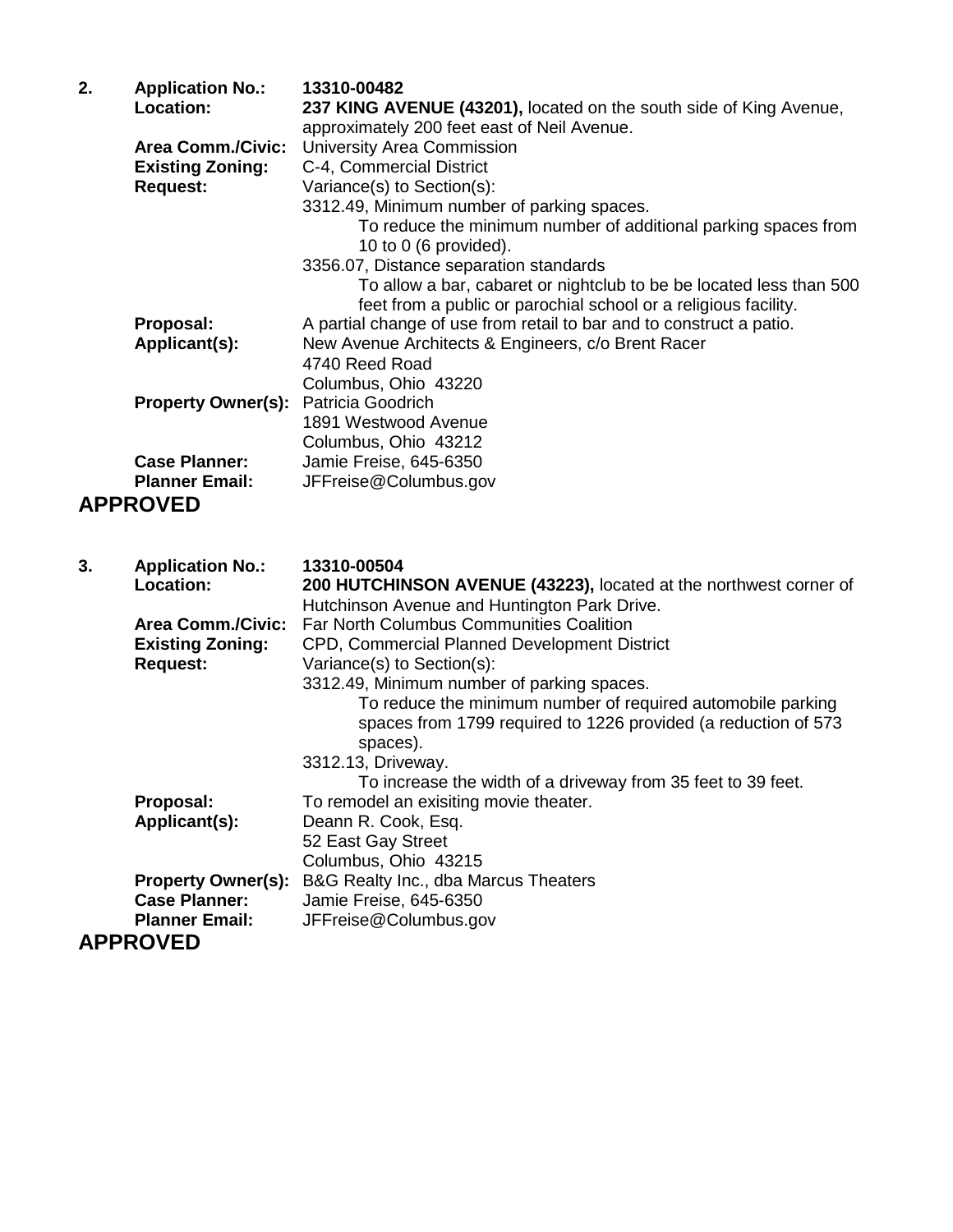2. **Application No.:** **13310-00482**

**Location:** **237 KING AVENUE (43201),** located on the south side of King Avenue, approximately 200 feet east of Neil Avenue.

**Area Comm./Civic:** University Area Commission

**Existing Zoning:** C-4, Commercial District

**Request:** Variance(s) to Section(s):

3312.49, Minimum number of parking spaces.

To reduce the minimum number of additional parking spaces from 10 to 0 (6 provided).

3356.07, Distance separation standards

To allow a bar, cabaret or nightclub to be be located less than 500 feet from a public or parochial school or a religious facility.

**Proposal:** A partial change of use from retail to bar and to construct a patio.

**Applicant(s):** New Avenue Architects & Engineers, c/o Brent Racer
4740 Reed Road
Columbus, Ohio 43220

**Property Owner(s):** Patricia Goodrich
1891 Westwood Avenue
Columbus, Ohio 43212

**Case Planner:** Jamie Freise, 645-6350

**Planner Email:** JFFreise@Columbus.gov

## APPROVED

3. **Application No.:** **13310-00504**

**Location:** **200 HUTCHINSON AVENUE (43223),** located at the northwest corner of Hutchinson Avenue and Huntington Park Drive.

**Area Comm./Civic:** Far North Columbus Communities Coalition

**Existing Zoning:** CPD, Commercial Planned Development District

**Request:** Variance(s) to Section(s):

3312.49, Minimum number of parking spaces.

To reduce the minimum number of required automobile parking spaces from 1799 required to 1226 provided (a reduction of 573 spaces).

3312.13, Driveway.

To increase the width of a driveway from 35 feet to 39 feet.

**Proposal:** To remodel an exisiting movie theater.

**Applicant(s):** Deann R. Cook, Esq.
52 East Gay Street
Columbus, Ohio 43215

**Property Owner(s):** B&G Realty Inc., dba Marcus Theaters

**Case Planner:** Jamie Freise, 645-6350

**Planner Email:** JFFreise@Columbus.gov

## APPROVED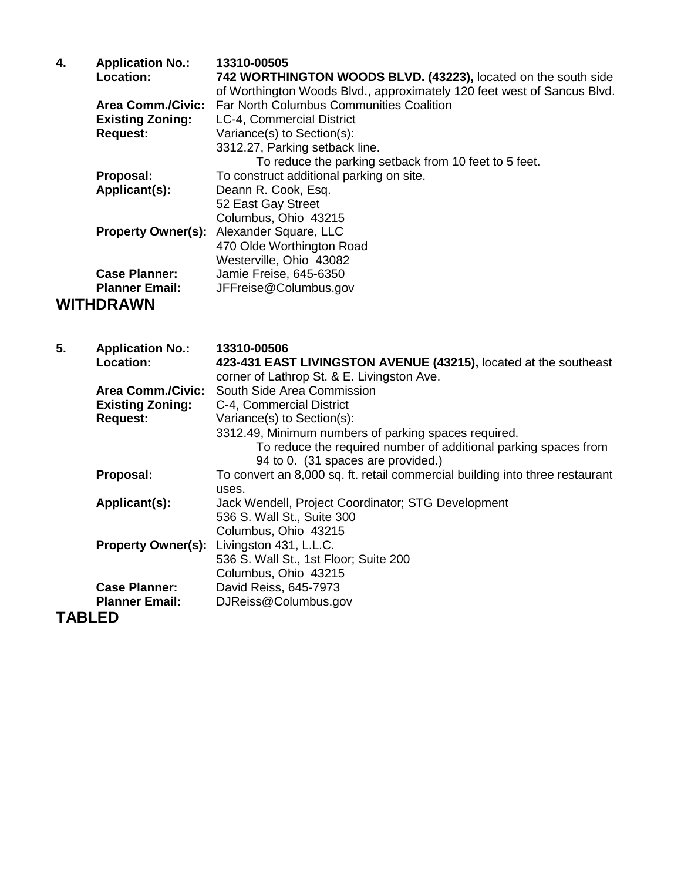**4. Application No.:** **13310-00505**

**Location:** **742 WORTHINGTON WOODS BLVD. (43223),** located on the south side of Worthington Woods Blvd., approximately 120 feet west of Sancus Blvd.

**Area Comm./Civic:** Far North Columbus Communities Coalition

**Existing Zoning:** LC-4, Commercial District

**Request:** Variance(s) to Section(s):
3312.27, Parking setback line.
To reduce the parking setback from 10 feet to 5 feet.

**Proposal:** To construct additional parking on site.

**Applicant(s):** Deann R. Cook, Esq.
52 East Gay Street
Columbus, Ohio 43215

**Property Owner(s):** Alexander Square, LLC
470 Olde Worthington Road
Westerville, Ohio 43082

**Case Planner:** Jamie Freise, 645-6350

**Planner Email:** JFFreise@Columbus.gov

## WITHDRAWN

**5. Application No.:** **13310-00506**

**Location:** **423-431 EAST LIVINGSTON AVENUE (43215),** located at the southeast corner of Lathrop St. & E. Livingston Ave.

**Area Comm./Civic:** South Side Area Commission

**Existing Zoning:** C-4, Commercial District

**Request:** Variance(s) to Section(s):
3312.49, Minimum numbers of parking spaces required.
To reduce the required number of additional parking spaces from 94 to 0. (31 spaces are provided.)

**Proposal:** To convert an 8,000 sq. ft. retail commercial building into three restaurant uses.

**Applicant(s):** Jack Wendell, Project Coordinator; STG Development
536 S. Wall St., Suite 300
Columbus, Ohio 43215

**Property Owner(s):** Livingston 431, L.L.C.
536 S. Wall St., 1st Floor; Suite 200
Columbus, Ohio 43215

**Case Planner:** David Reiss, 645-7973

**Planner Email:** DJReiss@Columbus.gov

## TABLED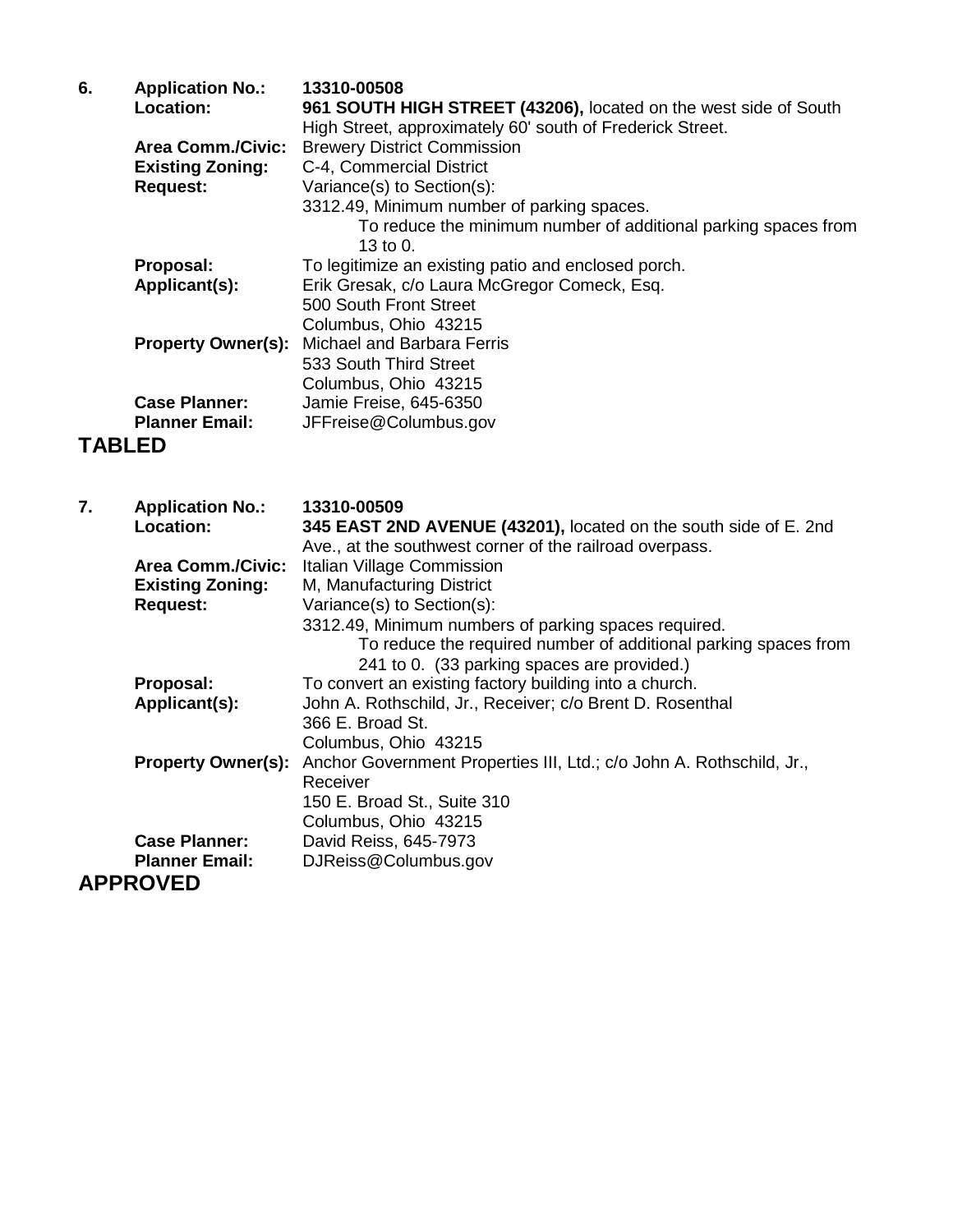6. **Application No.:** **13310-00508**

**Location:** **961 SOUTH HIGH STREET (43206),** located on the west side of South High Street, approximately 60' south of Frederick Street.

**Area Comm./Civic:** Brewery District Commission

**Existing Zoning:** C-4, Commercial District

**Request:** Variance(s) to Section(s):

3312.49, Minimum number of parking spaces.

To reduce the minimum number of additional parking spaces from 13 to 0.

**Proposal:** To legitimize an existing patio and enclosed porch.

**Applicant(s):** Erik Gresak, c/o Laura McGregor Comeck, Esq.
500 South Front Street
Columbus, Ohio 43215

**Property Owner(s):** Michael and Barbara Ferris
533 South Third Street
Columbus, Ohio 43215

**Case Planner:** Jamie Freise, 645-6350

**Planner Email:** JFFreise@Columbus.gov

**TABLED**

7. **Application No.:** **13310-00509**

**Location:** **345 EAST 2ND AVENUE (43201),** located on the south side of E. 2nd Ave., at the southwest corner of the railroad overpass.

**Area Comm./Civic:** Italian Village Commission

**Existing Zoning:** M, Manufacturing District

**Request:** Variance(s) to Section(s):

3312.49, Minimum numbers of parking spaces required.

To reduce the required number of additional parking spaces from 241 to 0. (33 parking spaces are provided.)

**Proposal:** To convert an existing factory building into a church.

**Applicant(s):** John A. Rothschild, Jr., Receiver; c/o Brent D. Rosenthal
366 E. Broad St.
Columbus, Ohio 43215

**Property Owner(s):** Anchor Government Properties III, Ltd.; c/o John A. Rothschild, Jr., Receiver
150 E. Broad St., Suite 310
Columbus, Ohio 43215

**Case Planner:** David Reiss, 645-7973

**Planner Email:** DJReiss@Columbus.gov

**APPROVED**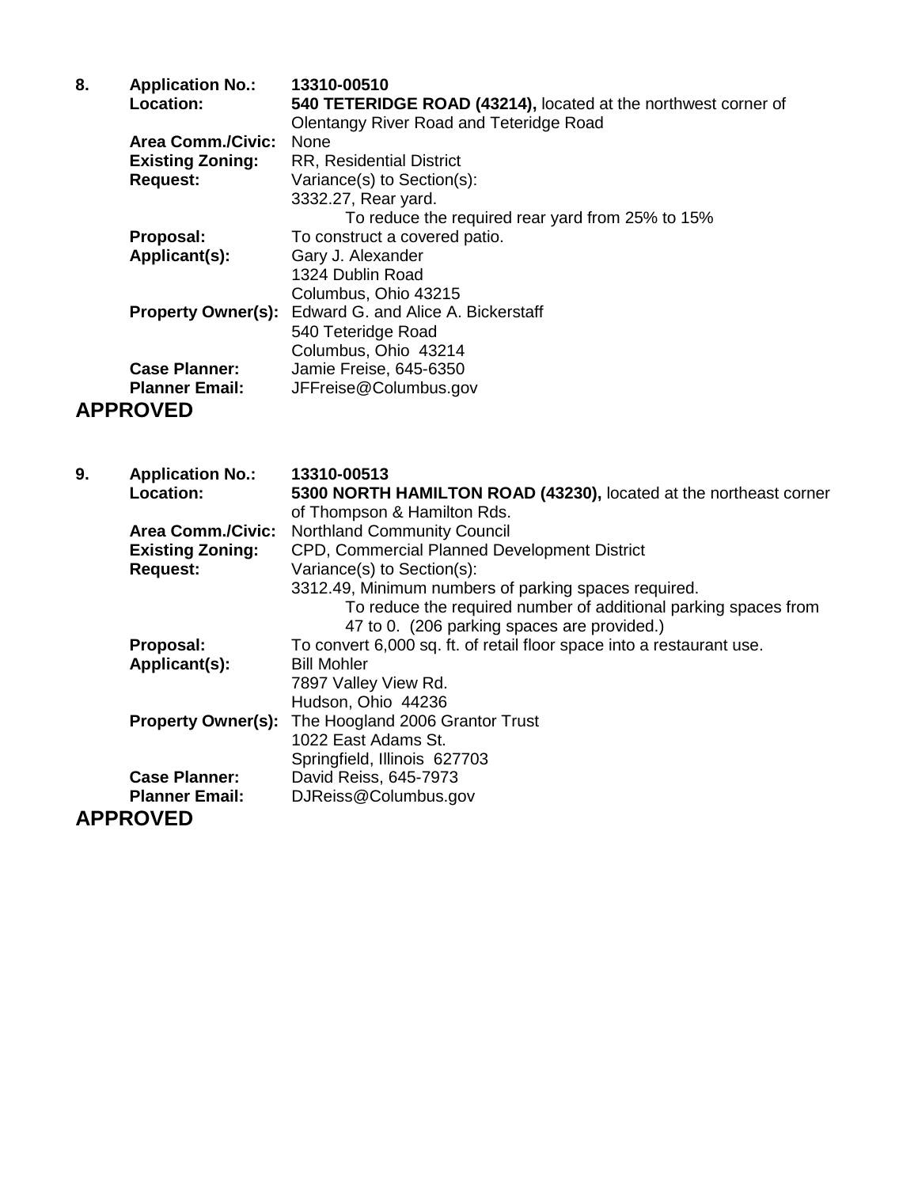**8.** **Application No.:** **13310-00510**

**Location:** **540 TETERIDGE ROAD (43214),** located at the northwest corner of Olentangy River Road and Teteridge Road

**Area Comm./Civic:** None

**Existing Zoning:** RR, Residential District

**Request:** Variance(s) to Section(s):
3332.27, Rear yard.
To reduce the required rear yard from 25% to 15%

**Proposal:** To construct a covered patio.

**Applicant(s):** Gary J. Alexander
1324 Dublin Road
Columbus, Ohio 43215

**Property Owner(s):** Edward G. and Alice A. Bickerstaff
540 Teteridge Road
Columbus, Ohio 43214

**Case Planner:** Jamie Freise, 645-6350

**Planner Email:** JFFreise@Columbus.gov

## APPROVED

**9.** **Application No.:** **13310-00513**

**Location:** **5300 NORTH HAMILTON ROAD (43230),** located at the northeast corner of Thompson & Hamilton Rds.

**Area Comm./Civic:** Northland Community Council

**Existing Zoning:** CPD, Commercial Planned Development District

**Request:** Variance(s) to Section(s):
3312.49, Minimum numbers of parking spaces required.
To reduce the required number of additional parking spaces from 47 to 0. (206 parking spaces are provided.)

**Proposal:** To convert 6,000 sq. ft. of retail floor space into a restaurant use.

**Applicant(s):** Bill Mohler
7897 Valley View Rd.
Hudson, Ohio 44236

**Property Owner(s):** The Hoogland 2006 Grantor Trust
1022 East Adams St.
Springfield, Illinois 627703

**Case Planner:** David Reiss, 645-7973

**Planner Email:** DJReiss@Columbus.gov

## APPROVED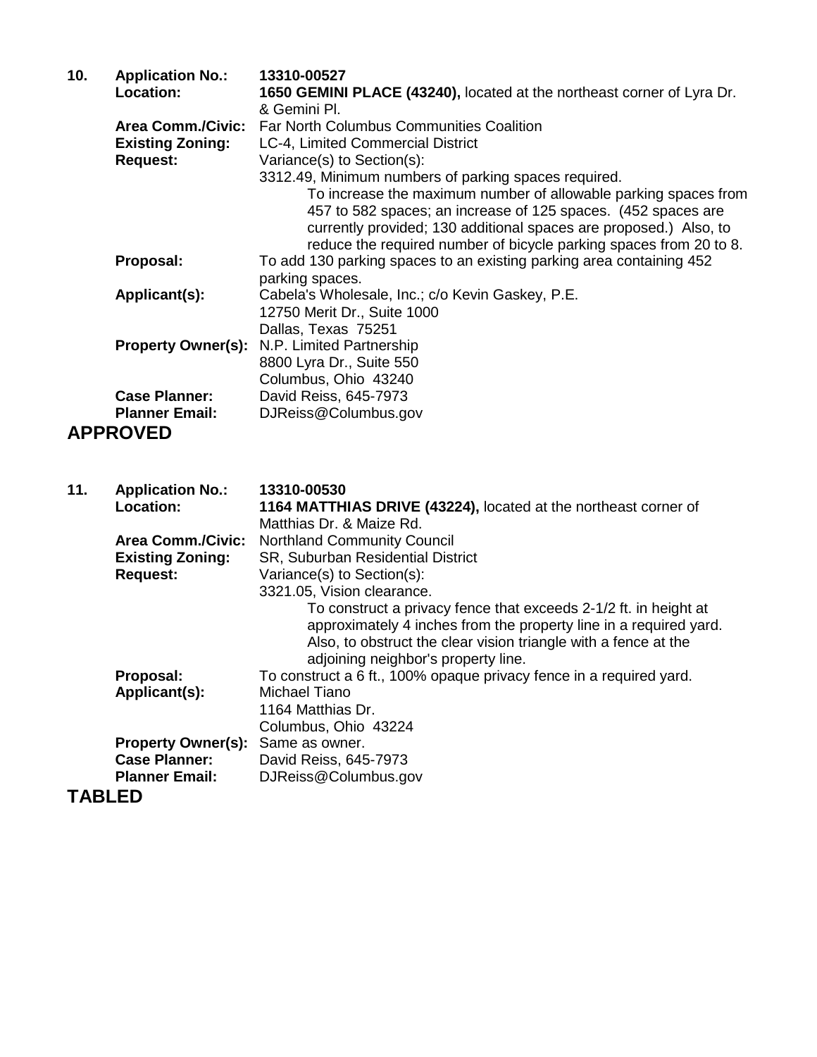**10. Application No.:** **13310-00527**

**Location:** **1650 GEMINI PLACE (43240),** located at the northeast corner of Lyra Dr. & Gemini Pl.

**Area Comm./Civic:** Far North Columbus Communities Coalition

**Existing Zoning:** LC-4, Limited Commercial District

**Request:** Variance(s) to Section(s):

3312.49, Minimum numbers of parking spaces required.

To increase the maximum number of allowable parking spaces from 457 to 582 spaces; an increase of 125 spaces. (452 spaces are currently provided; 130 additional spaces are proposed.) Also, to reduce the required number of bicycle parking spaces from 20 to 8.

**Proposal:** To add 130 parking spaces to an existing parking area containing 452 parking spaces.

**Applicant(s):** Cabela's Wholesale, Inc.; c/o Kevin Gaskey, P.E.
12750 Merit Dr., Suite 1000
Dallas, Texas 75251

**Property Owner(s):** N.P. Limited Partnership
8800 Lyra Dr., Suite 550
Columbus, Ohio 43240

**Case Planner:** David Reiss, 645-7973

**Planner Email:** DJReiss@Columbus.gov

## APPROVED

**11. Application No.:** **13310-00530**

**Location:** **1164 MATTHIAS DRIVE (43224),** located at the northeast corner of Matthias Dr. & Maize Rd.

**Area Comm./Civic:** Northland Community Council

**Existing Zoning:** SR, Suburban Residential District

**Request:** Variance(s) to Section(s):

3321.05, Vision clearance.

To construct a privacy fence that exceeds 2-1/2 ft. in height at approximately 4 inches from the property line in a required yard. Also, to obstruct the clear vision triangle with a fence at the adjoining neighbor's property line.

**Proposal:** To construct a 6 ft., 100% opaque privacy fence in a required yard.

**Applicant(s):** Michael Tiano
1164 Matthias Dr.
Columbus, Ohio 43224

**Property Owner(s):** Same as owner.

**Case Planner:** David Reiss, 645-7973

**Planner Email:** DJReiss@Columbus.gov

## TABLED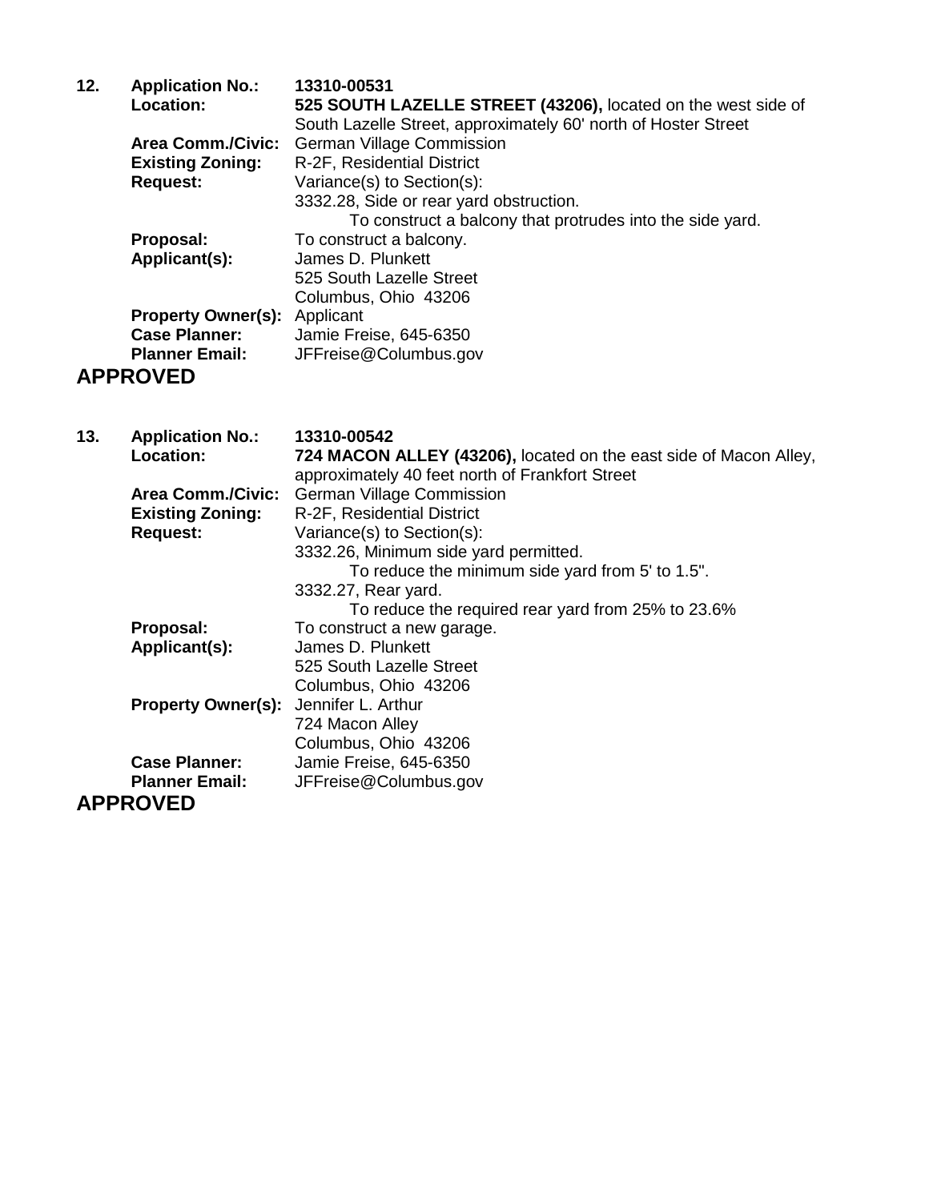**12.** **Application No.:** **13310-00531**

**Location:** **525 SOUTH LAZELLE STREET (43206),** located on the west side of South Lazelle Street, approximately 60' north of Hoster Street

**Area Comm./Civic:** German Village Commission

**Existing Zoning:** R-2F, Residential District

**Request:** Variance(s) to Section(s):

3332.28, Side or rear yard obstruction.

To construct a balcony that protrudes into the side yard.

**Proposal:** To construct a balcony.

**Applicant(s):** James D. Plunkett
525 South Lazelle Street
Columbus, Ohio 43206

**Property Owner(s):** Applicant

**Case Planner:** Jamie Freise, 645-6350

**Planner Email:** JFFreise@Columbus.gov

## APPROVED

**13.** **Application No.:** **13310-00542**

**Location:** **724 MACON ALLEY (43206),** located on the east side of Macon Alley, approximately 40 feet north of Frankfort Street

**Area Comm./Civic:** German Village Commission

**Existing Zoning:** R-2F, Residential District

**Request:** Variance(s) to Section(s):

3332.26, Minimum side yard permitted.

To reduce the minimum side yard from 5' to 1.5".

3332.27, Rear yard.

To reduce the required rear yard from 25% to 23.6%

**Proposal:** To construct a new garage.

**Applicant(s):** James D. Plunkett
525 South Lazelle Street
Columbus, Ohio 43206

**Property Owner(s):** Jennifer L. Arthur
724 Macon Alley
Columbus, Ohio 43206

**Case Planner:** Jamie Freise, 645-6350

**Planner Email:** JFFreise@Columbus.gov

## APPROVED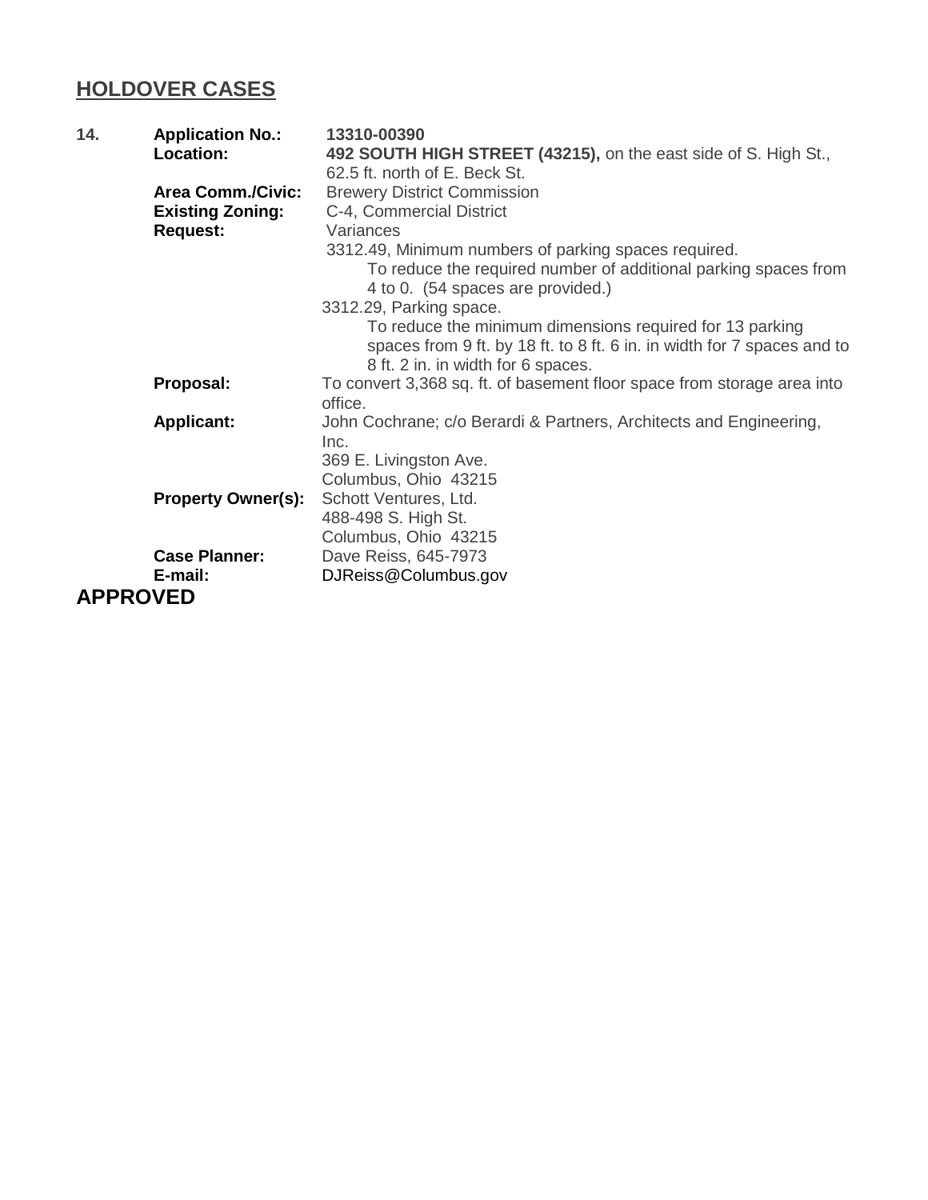## HOLDOVER CASES

**14.** **Application No.:** **13310-00390**

**Location:** **492 SOUTH HIGH STREET (43215),** on the east side of S. High St., 62.5 ft. north of E. Beck St.

**Area Comm./Civic:** Brewery District Commission

**Existing Zoning:** C-4, Commercial District

**Request:** Variances

3312.49, Minimum numbers of parking spaces required.

To reduce the required number of additional parking spaces from 4 to 0. (54 spaces are provided.)

3312.29, Parking space.

To reduce the minimum dimensions required for 13 parking spaces from 9 ft. by 18 ft. to 8 ft. 6 in. in width for 7 spaces and to 8 ft. 2 in. in width for 6 spaces.

**Proposal:** To convert 3,368 sq. ft. of basement floor space from storage area into office.

**Applicant:** John Cochrane; c/o Berardi & Partners, Architects and Engineering, Inc.
369 E. Livingston Ave.
Columbus, Ohio 43215

**Property Owner(s):** Schott Ventures, Ltd.
488-498 S. High St.
Columbus, Ohio 43215

**Case Planner:** Dave Reiss, 645-7973

**E-mail:** DJReiss@Columbus.gov

**APPROVED**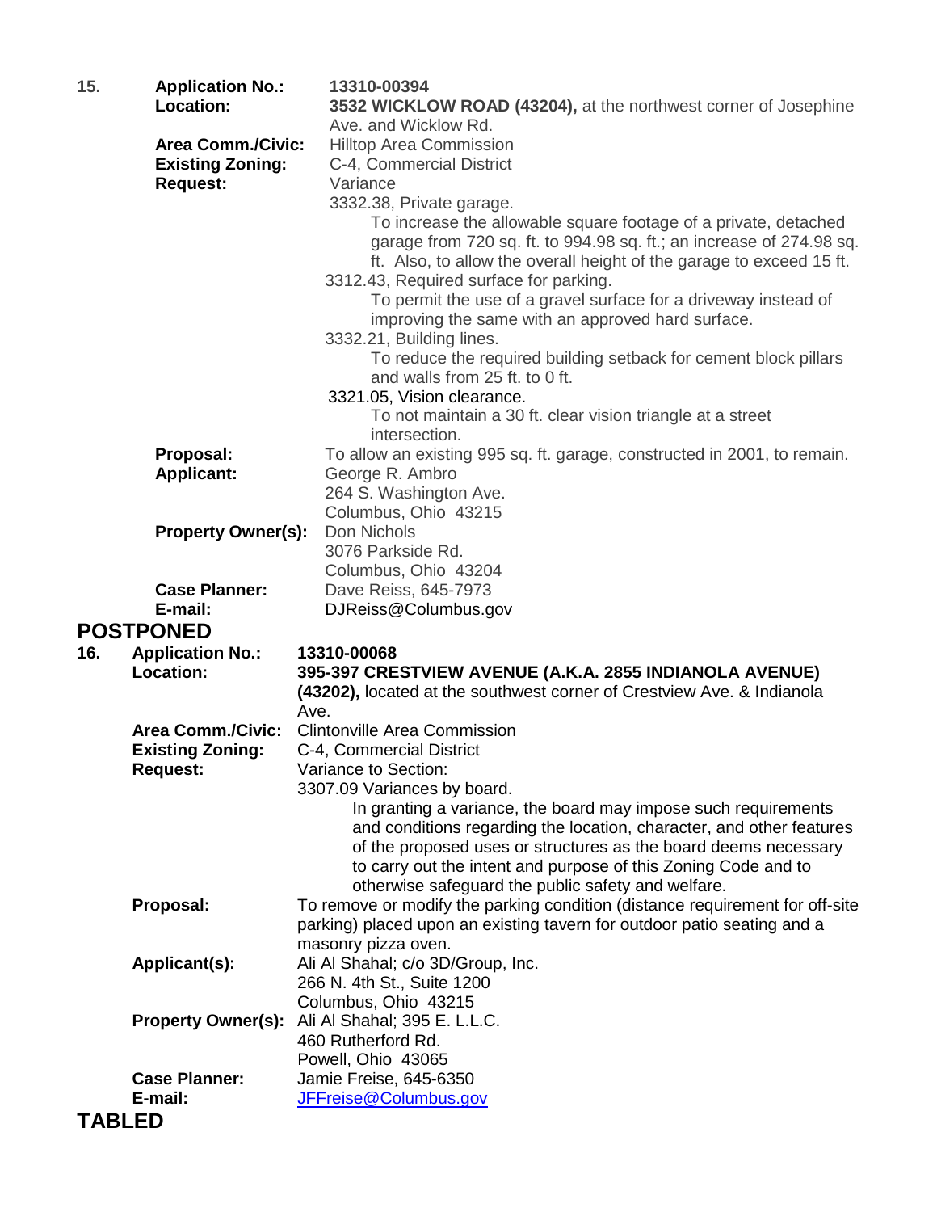**15.** **Application No.:** **13310-00394**

**Location:** **3532 WICKLOW ROAD (43204),** at the northwest corner of Josephine Ave. and Wicklow Rd.

**Area Comm./Civic:** Hilltop Area Commission

**Existing Zoning:** C-4, Commercial District

**Request:** Variance

3332.38, Private garage.

To increase the allowable square footage of a private, detached garage from 720 sq. ft. to 994.98 sq. ft.; an increase of 274.98 sq. ft. Also, to allow the overall height of the garage to exceed 15 ft.

3312.43, Required surface for parking.

To permit the use of a gravel surface for a driveway instead of improving the same with an approved hard surface.

3332.21, Building lines.

To reduce the required building setback for cement block pillars and walls from 25 ft. to 0 ft.

3321.05, Vision clearance.

To not maintain a 30 ft. clear vision triangle at a street intersection.

**Proposal:** To allow an existing 995 sq. ft. garage, constructed in 2001, to remain.

**Applicant:** George R. Ambro
264 S. Washington Ave.
Columbus, Ohio 43215

**Property Owner(s):** Don Nichols
3076 Parkside Rd.
Columbus, Ohio 43204

**Case Planner:** Dave Reiss, 645-7973

**E-mail:** DJReiss@Columbus.gov

## POSTPONED

**16.** **Application No.:** **13310-00068**

**Location:** **395-397 CRESTVIEW AVENUE (A.K.A. 2855 INDIANOLA AVENUE) (43202),** located at the southwest corner of Crestview Ave. & Indianola Ave.

**Area Comm./Civic:** Clintonville Area Commission

**Existing Zoning:** C-4, Commercial District

**Request:** Variance to Section:

3307.09 Variances by board.

In granting a variance, the board may impose such requirements and conditions regarding the location, character, and other features of the proposed uses or structures as the board deems necessary to carry out the intent and purpose of this Zoning Code and to otherwise safeguard the public safety and welfare.

**Proposal:** To remove or modify the parking condition (distance requirement for off-site parking) placed upon an existing tavern for outdoor patio seating and a masonry pizza oven.

**Applicant(s):** Ali Al Shahal; c/o 3D/Group, Inc.
266 N. 4th St., Suite 1200
Columbus, Ohio 43215

**Property Owner(s):** Ali Al Shahal; 395 E. L.L.C.
460 Rutherford Rd.
Powell, Ohio 43065

**Case Planner:** Jamie Freise, 645-6350

**E-mail:** JFFreise@Columbus.gov

## TABLED